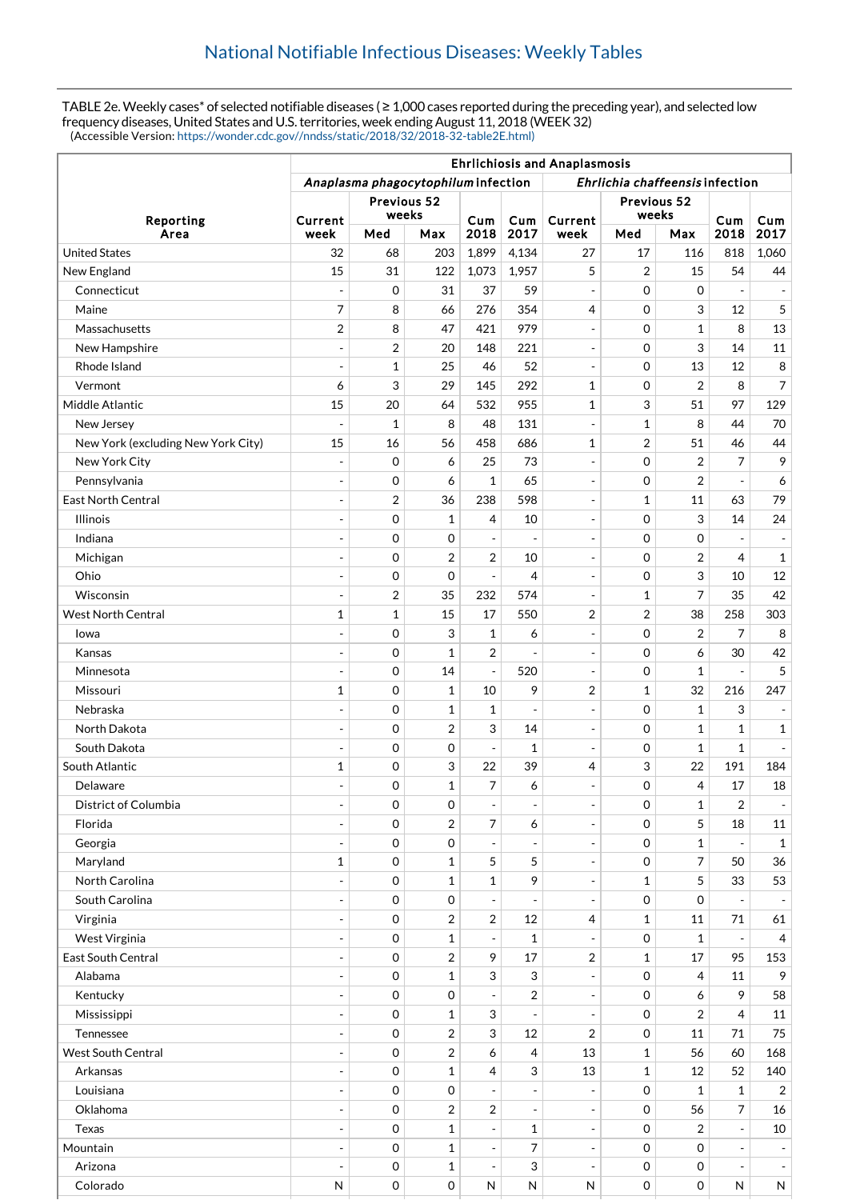# National Notifiable Infectious Diseases: Weekly Tables

TABLE 2e. Weekly cases* of selected notifiable diseases ( ≥ 1,000 cases reported during the preceding year), and selected low frequency diseases, United States and U.S. territories, week ending August 11, 2018 (WEEK 32)
(Accessible Version: https://wonder.cdc.gov//nndss/static/2018/32/2018-32-table2E.html)

| Reporting Area | Ehrlichiosis and Anaplasmosis | | | | | | | | | |
|---|---|---|---|---|---|---|---|---|---|---|
| | *Anaplasma phagocytophilum* infection | | | | | *Ehrlichia chaffeensis* infection | | | | |
| | Current week | Previous 52 weeks | | Cum 2018 | Cum 2017 | Current week | Previous 52 weeks | | Cum 2018 | Cum 2017 |
| | | Med | Max | | | | Med | Max | | |
| United States | 32 | 68 | 203 | 1,899 | 4,134 | 27 | 17 | 116 | 818 | 1,060 |
| New England | 15 | 31 | 122 | 1,073 | 1,957 | 5 | 2 | 15 | 54 | 44 |
| Connecticut | - | 0 | 31 | 37 | 59 | - | 0 | 0 | - | - |
| Maine | 7 | 8 | 66 | 276 | 354 | 4 | 0 | 3 | 12 | 5 |
| Massachusetts | 2 | 8 | 47 | 421 | 979 | - | 0 | 1 | 8 | 13 |
| New Hampshire | - | 2 | 20 | 148 | 221 | - | 0 | 3 | 14 | 11 |
| Rhode Island | - | 1 | 25 | 46 | 52 | - | 0 | 13 | 12 | 8 |
| Vermont | 6 | 3 | 29 | 145 | 292 | 1 | 0 | 2 | 8 | 7 |
| Middle Atlantic | 15 | 20 | 64 | 532 | 955 | 1 | 3 | 51 | 97 | 129 |
| New Jersey | - | 1 | 8 | 48 | 131 | - | 1 | 8 | 44 | 70 |
| New York (excluding New York City) | 15 | 16 | 56 | 458 | 686 | 1 | 2 | 51 | 46 | 44 |
| New York City | - | 0 | 6 | 25 | 73 | - | 0 | 2 | 7 | 9 |
| Pennsylvania | - | 0 | 6 | 1 | 65 | - | 0 | 2 | - | 6 |
| East North Central | - | 2 | 36 | 238 | 598 | - | 1 | 11 | 63 | 79 |
| Illinois | - | 0 | 1 | 4 | 10 | - | 0 | 3 | 14 | 24 |
| Indiana | - | 0 | 0 | - | - | - | 0 | 0 | - | - |
| Michigan | - | 0 | 2 | 2 | 10 | - | 0 | 2 | 4 | 1 |
| Ohio | - | 0 | 0 | - | 4 | - | 0 | 3 | 10 | 12 |
| Wisconsin | - | 2 | 35 | 232 | 574 | - | 1 | 7 | 35 | 42 |
| West North Central | 1 | 1 | 15 | 17 | 550 | 2 | 2 | 38 | 258 | 303 |
| Iowa | - | 0 | 3 | 1 | 6 | - | 0 | 2 | 7 | 8 |
| Kansas | - | 0 | 1 | 2 | - | - | 0 | 6 | 30 | 42 |
| Minnesota | - | 0 | 14 | - | 520 | - | 0 | 1 | - | 5 |
| Missouri | 1 | 0 | 1 | 10 | 9 | 2 | 1 | 32 | 216 | 247 |
| Nebraska | - | 0 | 1 | 1 | - | - | 0 | 1 | 3 | - |
| North Dakota | - | 0 | 2 | 3 | 14 | - | 0 | 1 | 1 | 1 |
| South Dakota | - | 0 | 0 | - | 1 | - | 0 | 1 | 1 | - |
| South Atlantic | 1 | 0 | 3 | 22 | 39 | 4 | 3 | 22 | 191 | 184 |
| Delaware | - | 0 | 1 | 7 | 6 | - | 0 | 4 | 17 | 18 |
| District of Columbia | - | 0 | 0 | - | - | - | 0 | 1 | 2 | - |
| Florida | - | 0 | 2 | 7 | 6 | - | 0 | 5 | 18 | 11 |
| Georgia | - | 0 | 0 | - | - | - | 0 | 1 | - | 1 |
| Maryland | 1 | 0 | 1 | 5 | 5 | - | 0 | 7 | 50 | 36 |
| North Carolina | - | 0 | 1 | 1 | 9 | - | 1 | 5 | 33 | 53 |
| South Carolina | - | 0 | 0 | - | - | - | 0 | 0 | - | - |
| Virginia | - | 0 | 2 | 2 | 12 | 4 | 1 | 11 | 71 | 61 |
| West Virginia | - | 0 | 1 | - | 1 | - | 0 | 1 | - | 4 |
| East South Central | - | 0 | 2 | 9 | 17 | 2 | 1 | 17 | 95 | 153 |
| Alabama | - | 0 | 1 | 3 | 3 | - | 0 | 4 | 11 | 9 |
| Kentucky | - | 0 | 0 | - | 2 | - | 0 | 6 | 9 | 58 |
| Mississippi | - | 0 | 1 | 3 | - | - | 0 | 2 | 4 | 11 |
| Tennessee | - | 0 | 2 | 3 | 12 | 2 | 0 | 11 | 71 | 75 |
| West South Central | - | 0 | 2 | 6 | 4 | 13 | 1 | 56 | 60 | 168 |
| Arkansas | - | 0 | 1 | 4 | 3 | 13 | 1 | 12 | 52 | 140 |
| Louisiana | - | 0 | 0 | - | - | - | 0 | 1 | 1 | 2 |
| Oklahoma | - | 0 | 2 | 2 | - | - | 0 | 56 | 7 | 16 |
| Texas | - | 0 | 1 | - | 1 | - | 0 | 2 | - | 10 |
| Mountain | - | 0 | 1 | - | 7 | - | 0 | 0 | - | - |
| Arizona | - | 0 | 1 | - | 3 | - | 0 | 0 | - | - |
| Colorado | N | 0 | 0 | N | N | N | 0 | 0 | N | N |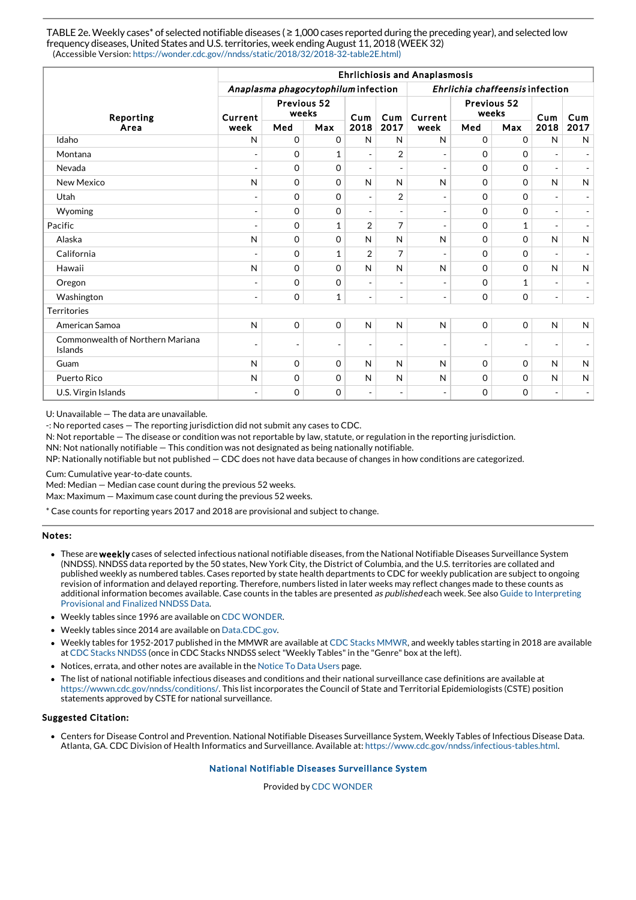TABLE 2e. Weekly cases* of selected notifiable diseases (≥ 1,000 cases reported during the preceding year), and selected low frequency diseases, United States and U.S. territories, week ending August 11, 2018 (WEEK 32)
(Accessible Version: https://wonder.cdc.gov//nndss/static/2018/32/2018-32-table2E.html)

| Reporting Area | Ehrlichiosis and Anaplasmosis | | | | | | | | | |
|---|---|---|---|---|---|---|---|---|---|---|
| | *Anaplasma phagocytophilum* infection | | | | | *Ehrlichia chaffeensis* infection | | | | |
| | Current week | Previous 52 weeks | | Cum 2018 | Cum 2017 | Current week | Previous 52 weeks | | Cum 2018 | Cum 2017 |
| | | Med | Max | | | | Med | Max | | |
| Idaho | N | 0 | 0 | N | N | N | 0 | 0 | N | N |
| Montana | - | 0 | 1 | - | 2 | - | 0 | 0 | - | - |
| Nevada | - | 0 | 0 | - | - | - | 0 | 0 | - | - |
| New Mexico | N | 0 | 0 | N | N | N | 0 | 0 | N | N |
| Utah | - | 0 | 0 | - | 2 | - | 0 | 0 | - | - |
| Wyoming | - | 0 | 0 | - | - | - | 0 | 0 | - | - |
| Pacific | - | 0 | 1 | 2 | 7 | - | 0 | 1 | - | - |
| Alaska | N | 0 | 0 | N | N | N | 0 | 0 | N | N |
| California | - | 0 | 1 | 2 | 7 | - | 0 | 0 | - | - |
| Hawaii | N | 0 | 0 | N | N | N | 0 | 0 | N | N |
| Oregon | - | 0 | 0 | - | - | - | 0 | 1 | - | - |
| Washington | - | 0 | 1 | - | - | - | 0 | 0 | - | - |
| Territories | | | | | | | | | | |
| American Samoa | N | 0 | 0 | N | N | N | 0 | 0 | N | N |
| Commonwealth of Northern Mariana Islands | - | - | - | - | - | - | - | - | - | - |
| Guam | N | 0 | 0 | N | N | N | 0 | 0 | N | N |
| Puerto Rico | N | 0 | 0 | N | N | N | 0 | 0 | N | N |
| U.S. Virgin Islands | - | 0 | 0 | - | - | - | 0 | 0 | - | - |

U: Unavailable — The data are unavailable.
-: No reported cases — The reporting jurisdiction did not submit any cases to CDC.
N: Not reportable — The disease or condition was not reportable by law, statute, or regulation in the reporting jurisdiction.
NN: Not nationally notifiable — This condition was not designated as being nationally notifiable.
NP: Nationally notifiable but not published — CDC does not have data because of changes in how conditions are categorized.

Cum: Cumulative year-to-date counts.
Med: Median — Median case count during the previous 52 weeks.
Max: Maximum — Maximum case count during the previous 52 weeks.

* Case counts for reporting years 2017 and 2018 are provisional and subject to change.

## Notes:

- These are **weekly** cases of selected infectious national notifiable diseases, from the National Notifiable Diseases Surveillance System (NNDSS). NNDSS data reported by the 50 states, New York City, the District of Columbia, and the U.S. territories are collated and published weekly as numbered tables. Cases reported by state health departments to CDC for weekly publication are subject to ongoing revision of information and delayed reporting. Therefore, numbers listed in later weeks may reflect changes made to these counts as additional information becomes available. Case counts in the tables are presented *as published* each week. See also Guide to Interpreting Provisional and Finalized NNDSS Data.
- Weekly tables since 1996 are available on CDC WONDER.
- Weekly tables since 2014 are available on Data.CDC.gov.
- Weekly tables for 1952-2017 published in the MMWR are available at CDC Stacks MMWR, and weekly tables starting in 2018 are available at CDC Stacks NNDSS (once in CDC Stacks NNDSS select "Weekly Tables" in the "Genre" box at the left).
- Notices, errata, and other notes are available in the Notice To Data Users page.
- The list of national notifiable infectious diseases and conditions and their national surveillance case definitions are available at https://wwwn.cdc.gov/nndss/conditions/. This list incorporates the Council of State and Territorial Epidemiologists (CSTE) position statements approved by CSTE for national surveillance.

## Suggested Citation:

- Centers for Disease Control and Prevention. National Notifiable Diseases Surveillance System, Weekly Tables of Infectious Disease Data. Atlanta, GA. CDC Division of Health Informatics and Surveillance. Available at: https://www.cdc.gov/nndss/infectious-tables.html.

National Notifiable Diseases Surveillance System

Provided by CDC WONDER